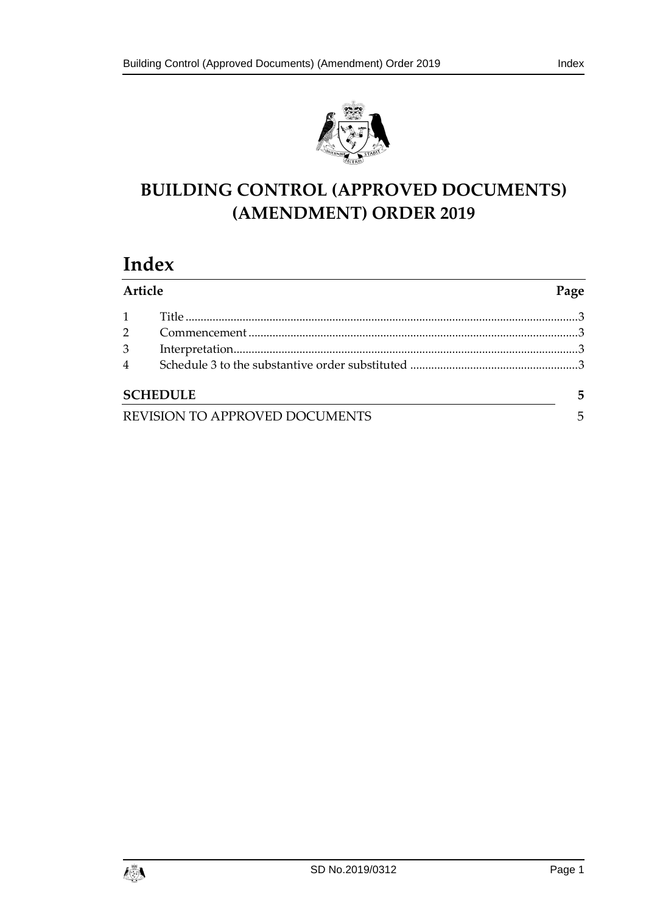# BUILDING CONTROL (APPROVED DOCUMENTS) (AMENDMENT) ORDER 2019

## Index

| Article | | Page |
|---|---|---|
| 1 | Title | 3 |
| 2 | Commencement | 3 |
| 3 | Interpretation | 3 |
| 4 | Schedule 3 to the substantive order substituted | 3 |

**SCHEDULE** 5

REVISION TO APPROVED DOCUMENTS 5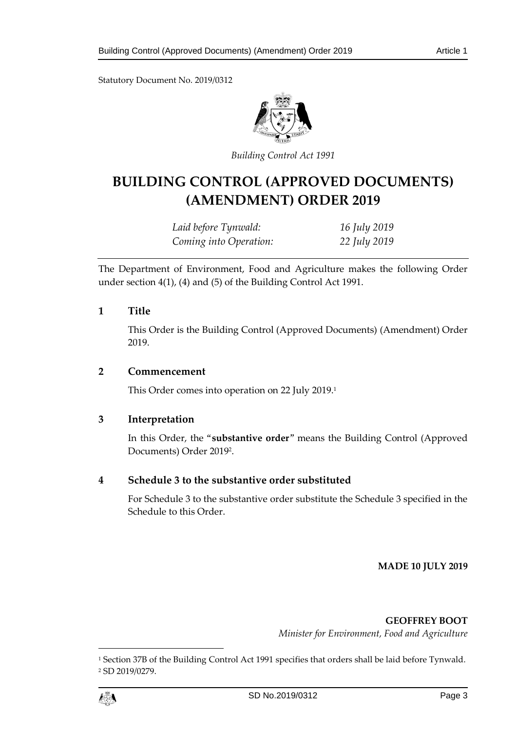Statutory Document No. 2019/0312

*Building Control Act 1991*

# BUILDING CONTROL (APPROVED DOCUMENTS) (AMENDMENT) ORDER 2019

| | |
|---|---|
| *Laid before Tynwald:* | *16 July 2019* |
| *Coming into Operation:* | *22 July 2019* |

The Department of Environment, Food and Agriculture makes the following Order under section 4(1), (4) and (5) of the Building Control Act 1991.

## 1 Title

This Order is the Building Control (Approved Documents) (Amendment) Order 2019.

## 2 Commencement

This Order comes into operation on 22 July 2019.[1]

## 3 Interpretation

In this Order, the "**substantive order**" means the Building Control (Approved Documents) Order 2019[2].

## 4 Schedule 3 to the substantive order substituted

For Schedule 3 to the substantive order substitute the Schedule 3 specified in the Schedule to this Order.

**MADE 10 JULY 2019**

**GEOFFREY BOOT**
*Minister for Environment, Food and Agriculture*

[1] Section 37B of the Building Control Act 1991 specifies that orders shall be laid before Tynwald.
[2] SD 2019/0279.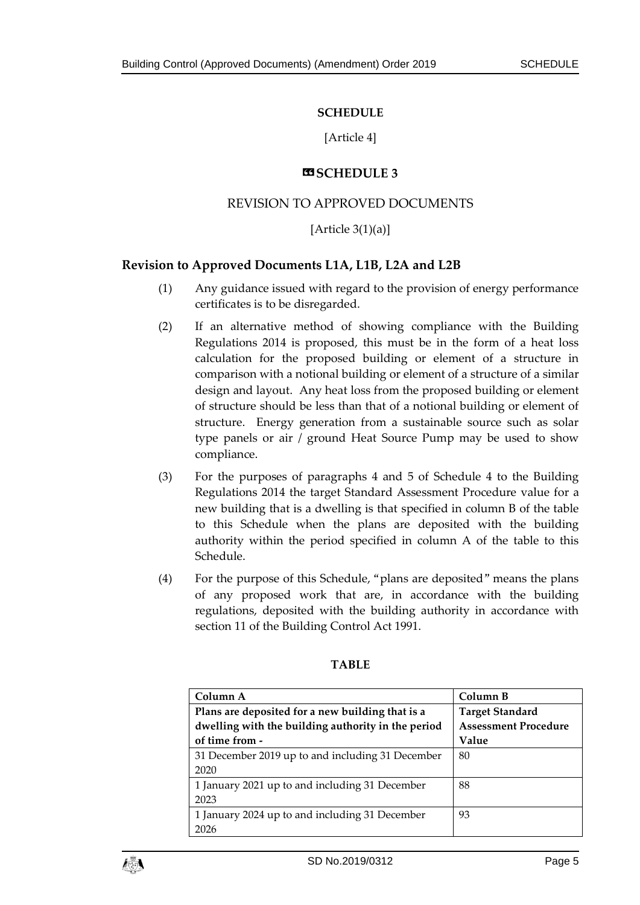## SCHEDULE

[Article 4]

## «SCHEDULE 3

REVISION TO APPROVED DOCUMENTS

[Article 3(1)(a)]

### Revision to Approved Documents L1A, L1B, L2A and L2B

(1) Any guidance issued with regard to the provision of energy performance certificates is to be disregarded.

(2) If an alternative method of showing compliance with the Building Regulations 2014 is proposed, this must be in the form of a heat loss calculation for the proposed building or element of a structure in comparison with a notional building or element of a structure of a similar design and layout. Any heat loss from the proposed building or element of structure should be less than that of a notional building or element of structure. Energy generation from a sustainable source such as solar type panels or air / ground Heat Source Pump may be used to show compliance.

(3) For the purposes of paragraphs 4 and 5 of Schedule 4 to the Building Regulations 2014 the target Standard Assessment Procedure value for a new building that is a dwelling is that specified in column B of the table to this Schedule when the plans are deposited with the building authority within the period specified in column A of the table to this Schedule.

(4) For the purpose of this Schedule, "plans are deposited" means the plans of any proposed work that are, in accordance with the building regulations, deposited with the building authority in accordance with section 11 of the Building Control Act 1991.

**TABLE**

| Column A | Column B |
|---|---|
| **Plans are deposited for a new building that is a dwelling with the building authority in the period of time from -** | **Target Standard Assessment Procedure Value** |
| 31 December 2019 up to and including 31 December 2020 | 80 |
| 1 January 2021 up to and including 31 December 2023 | 88 |
| 1 January 2024 up to and including 31 December 2026 | 93 |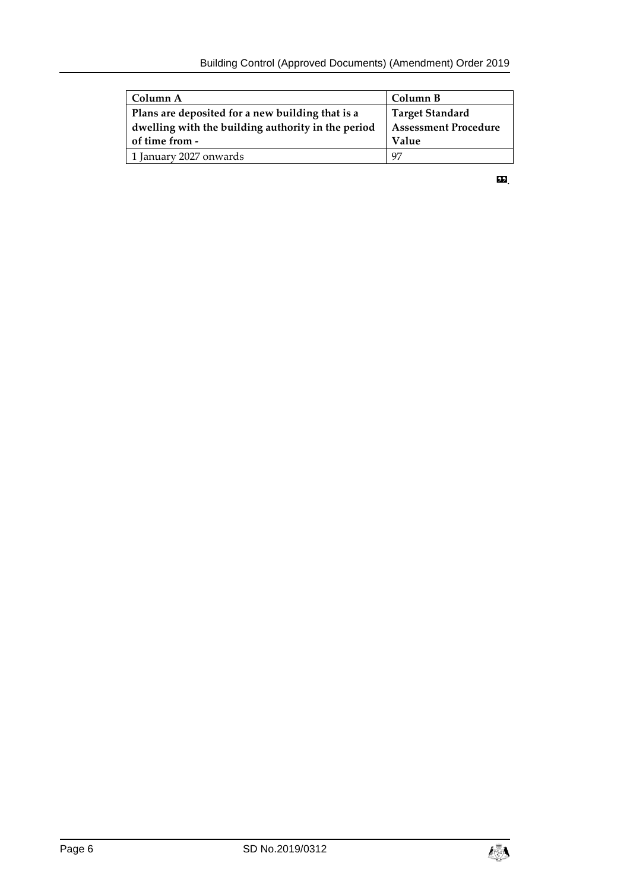| Column A | Column B |
| --- | --- |
| **Plans are deposited for a new building that is a dwelling with the building authority in the period of time from -** | **Target Standard Assessment Procedure Value** |
| 1 January 2027 onwards | 97 |

”.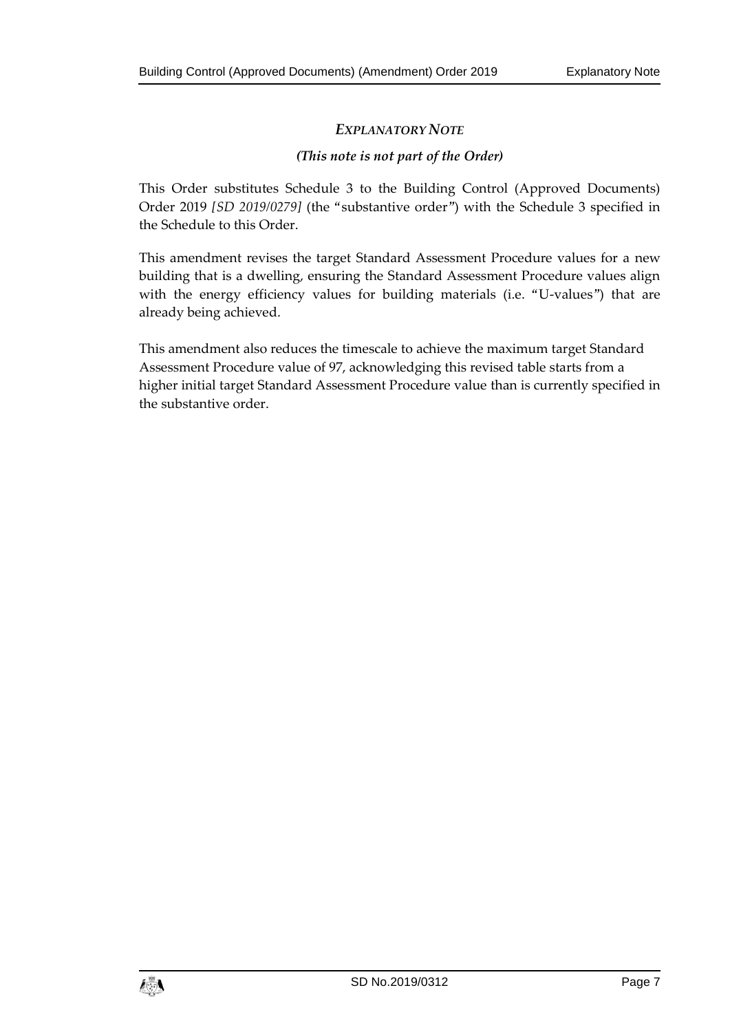## *EXPLANATORY NOTE*

***(This note is not part of the Order)***

This Order substitutes Schedule 3 to the Building Control (Approved Documents) Order 2019 *[SD 2019/0279]* (the "substantive order") with the Schedule 3 specified in the Schedule to this Order.

This amendment revises the target Standard Assessment Procedure values for a new building that is a dwelling, ensuring the Standard Assessment Procedure values align with the energy efficiency values for building materials (i.e. "U-values") that are already being achieved.

This amendment also reduces the timescale to achieve the maximum target Standard Assessment Procedure value of 97, acknowledging this revised table starts from a higher initial target Standard Assessment Procedure value than is currently specified in the substantive order.